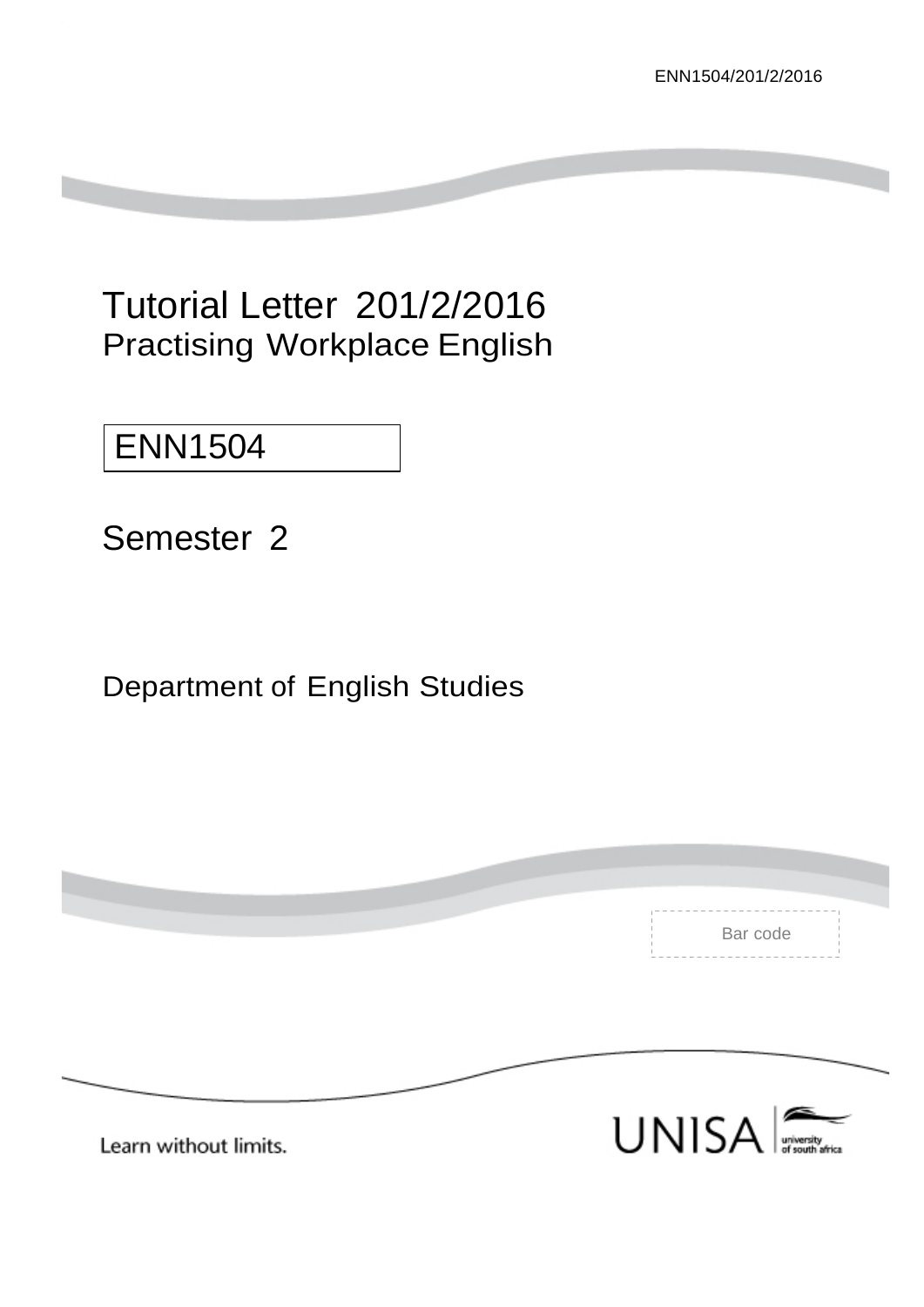# Tutorial Letter 201/2/2016

## Practising Workplace English

**ENN1504**

Semester 2

Department of English Studies

Bar code

Learn without limits.

UNISA university of south africa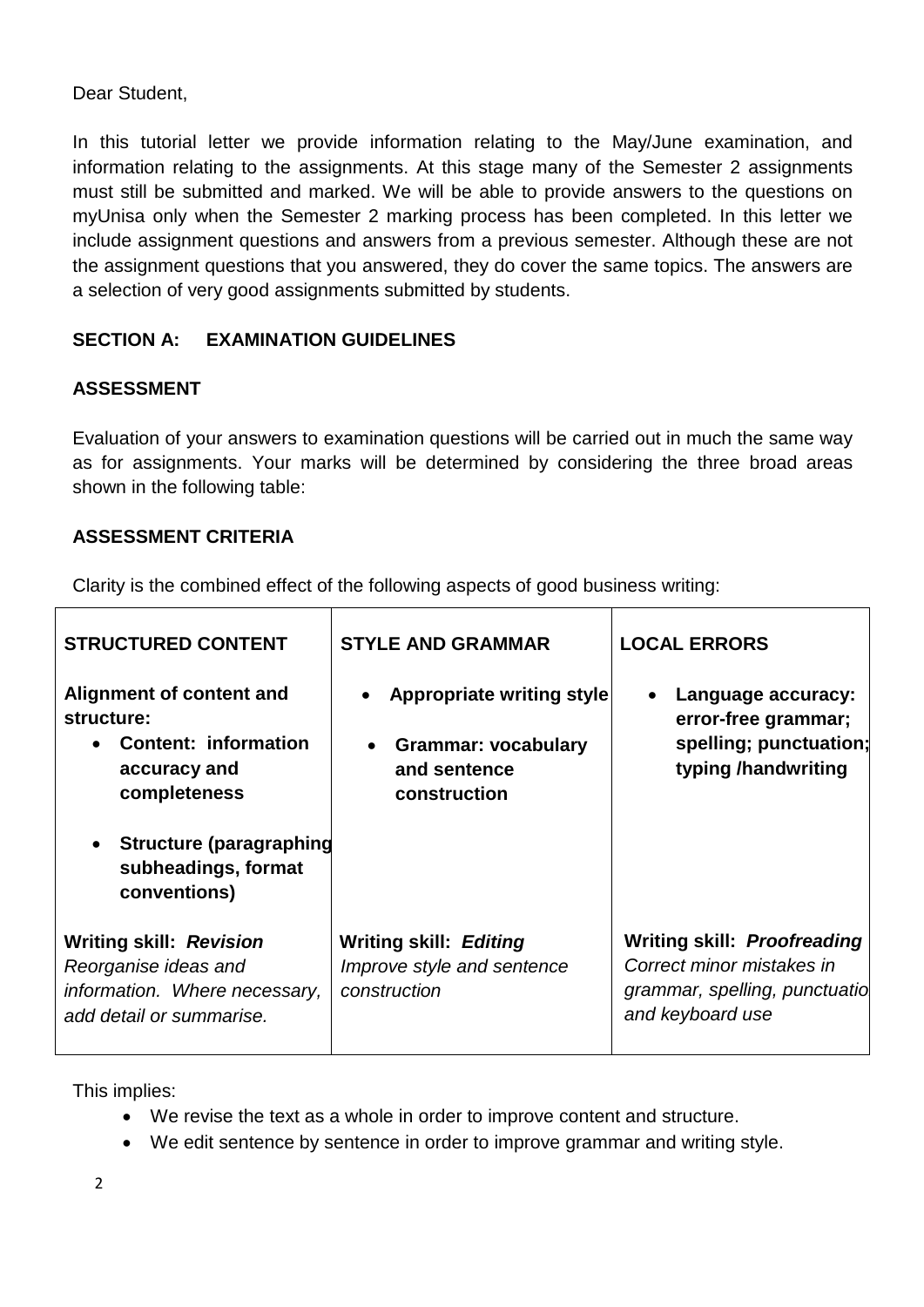Dear Student,

In this tutorial letter we provide information relating to the May/June examination, and information relating to the assignments. At this stage many of the Semester 2 assignments must still be submitted and marked. We will be able to provide answers to the questions on myUnisa only when the Semester 2 marking process has been completed. In this letter we include assignment questions and answers from a previous semester. Although these are not the assignment questions that you answered, they do cover the same topics. The answers are a selection of very good assignments submitted by students.

## SECTION A: EXAMINATION GUIDELINES

### ASSESSMENT

Evaluation of your answers to examination questions will be carried out in much the same way as for assignments. Your marks will be determined by considering the three broad areas shown in the following table:

### ASSESSMENT CRITERIA

Clarity is the combined effect of the following aspects of good business writing:

| STRUCTURED CONTENT | STYLE AND GRAMMAR | LOCAL ERRORS |
|---|---|---|
| **Alignment of content and structure:**<br>• **Content: information accuracy and completeness**<br>• **Structure (paragraphing subheadings, format conventions)** | • **Appropriate writing style**<br>• **Grammar: vocabulary and sentence construction** | • **Language accuracy: error-free grammar; spelling; punctuation; typing /handwriting** |
| **Writing skill:** ***Revision***<br>*Reorganise ideas and information. Where necessary, add detail or summarise.* | **Writing skill:** ***Editing***<br>*Improve style and sentence construction* | **Writing skill:** ***Proofreading***<br>*Correct minor mistakes in grammar, spelling, punctuatio and keyboard use* |

This implies:

- We revise the text as a whole in order to improve content and structure.
- We edit sentence by sentence in order to improve grammar and writing style.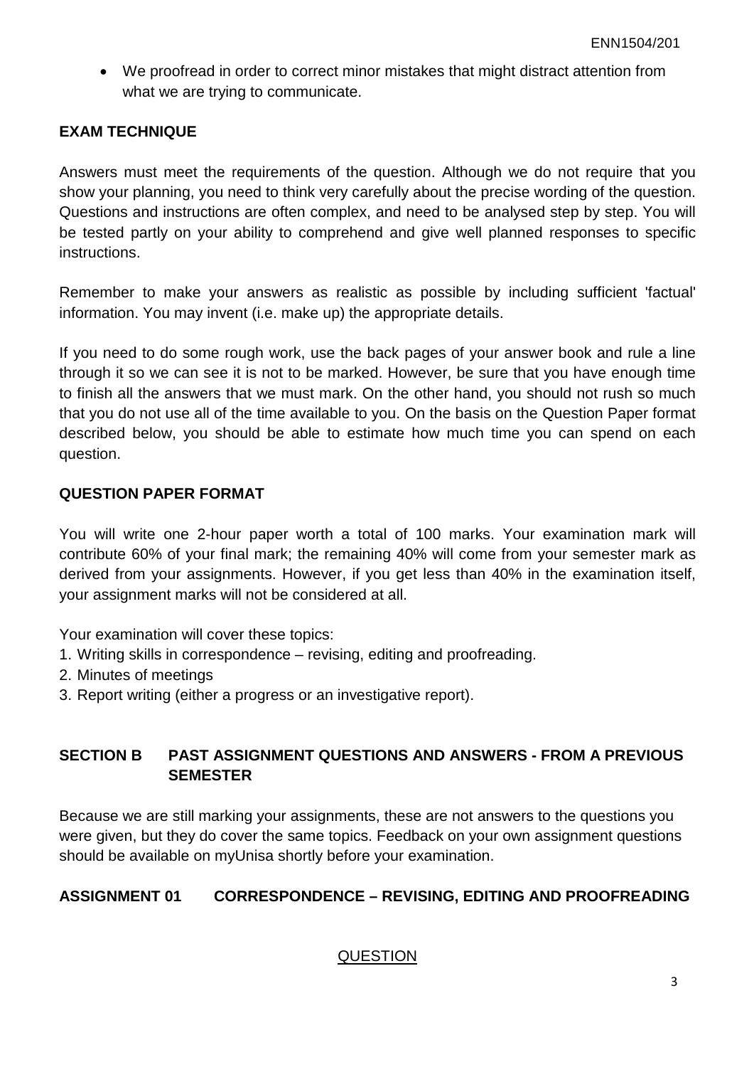- We proofread in order to correct minor mistakes that might distract attention from what we are trying to communicate.

## EXAM TECHNIQUE

Answers must meet the requirements of the question. Although we do not require that you show your planning, you need to think very carefully about the precise wording of the question. Questions and instructions are often complex, and need to be analysed step by step. You will be tested partly on your ability to comprehend and give well planned responses to specific instructions.

Remember to make your answers as realistic as possible by including sufficient 'factual' information. You may invent (i.e. make up) the appropriate details.

If you need to do some rough work, use the back pages of your answer book and rule a line through it so we can see it is not to be marked. However, be sure that you have enough time to finish all the answers that we must mark. On the other hand, you should not rush so much that you do not use all of the time available to you. On the basis on the Question Paper format described below, you should be able to estimate how much time you can spend on each question.

## QUESTION PAPER FORMAT

You will write one 2-hour paper worth a total of 100 marks. Your examination mark will contribute 60% of your final mark; the remaining 40% will come from your semester mark as derived from your assignments. However, if you get less than 40% in the examination itself, your assignment marks will not be considered at all.

Your examination will cover these topics:

1. Writing skills in correspondence – revising, editing and proofreading.
2. Minutes of meetings
3. Report writing (either a progress or an investigative report).

## SECTION B PAST ASSIGNMENT QUESTIONS AND ANSWERS - FROM A PREVIOUS SEMESTER

Because we are still marking your assignments, these are not answers to the questions you were given, but they do cover the same topics. Feedback on your own assignment questions should be available on myUnisa shortly before your examination.

## ASSIGNMENT 01 CORRESPONDENCE – REVISING, EDITING AND PROOFREADING

QUESTION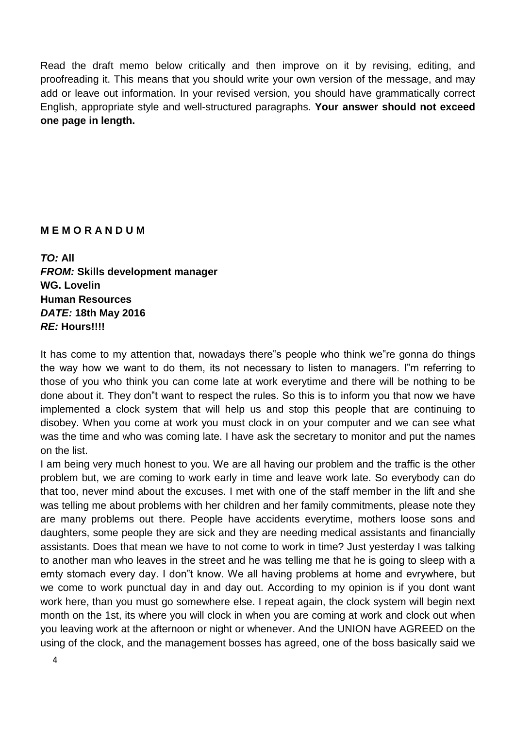Read the draft memo below critically and then improve on it by revising, editing, and proofreading it. This means that you should write your own version of the message, and may add or leave out information. In your revised version, you should have grammatically correct English, appropriate style and well-structured paragraphs. **Your answer should not exceed one page in length.**

**M E M O R A N D U M**

***TO:*** **All**
***FROM:*** **Skills development manager**
**WG. Lovelin**
**Human Resources**
***DATE:*** **18th May 2016**
***RE:*** **Hours!!!!**

It has come to my attention that, nowadays there"s people who think we"re gonna do things the way how we want to do them, its not necessary to listen to managers. I"m referring to those of you who think you can come late at work everytime and there will be nothing to be done about it. They don"t want to respect the rules. So this is to inform you that now we have implemented a clock system that will help us and stop this people that are continuing to disobey. When you come at work you must clock in on your computer and we can see what was the time and who was coming late. I have ask the secretary to monitor and put the names on the list.

I am being very much honest to you. We are all having our problem and the traffic is the other problem but, we are coming to work early in time and leave work late. So everybody can do that too, never mind about the excuses. I met with one of the staff member in the lift and she was telling me about problems with her children and her family commitments, please note they are many problems out there. People have accidents everytime, mothers loose sons and daughters, some people they are sick and they are needing medical assistants and financially assistants. Does that mean we have to not come to work in time? Just yesterday I was talking to another man who leaves in the street and he was telling me that he is going to sleep with a emty stomach every day. I don"t know. We all having problems at home and evrywhere, but we come to work punctual day in and day out. According to my opinion is if you dont want work here, than you must go somewhere else. I repeat again, the clock system will begin next month on the 1st, its where you will clock in when you are coming at work and clock out when you leaving work at the afternoon or night or whenever. And the UNION have AGREED on the using of the clock, and the management bosses has agreed, one of the boss basically said we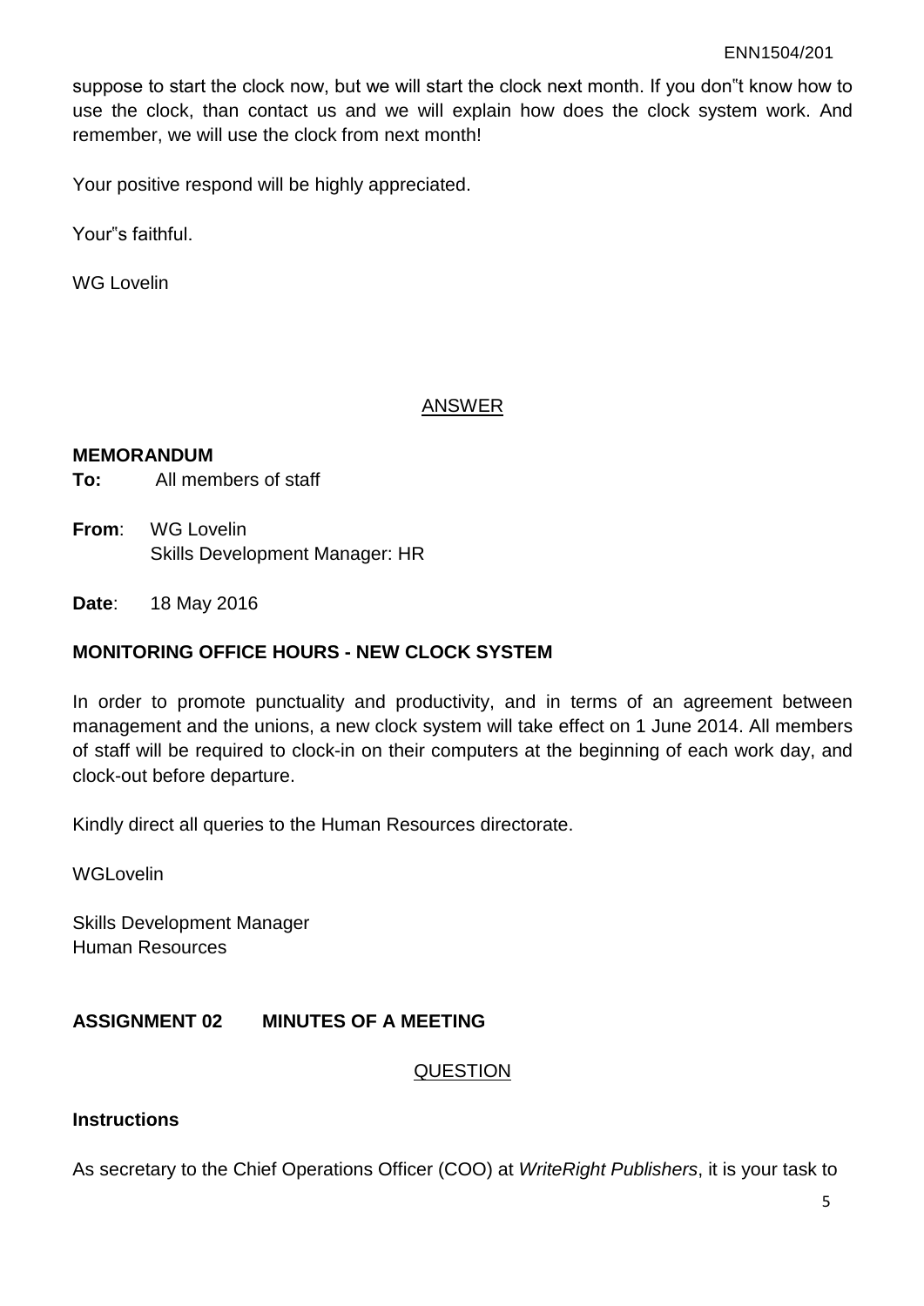suppose to start the clock now, but we will start the clock next month. If you don"t know how to use the clock, than contact us and we will explain how does the clock system work. And remember, we will use the clock from next month!

Your positive respond will be highly appreciated.

Your"s faithful.

WG Lovelin

<u>ANSWER</u>

**MEMORANDUM**

**To:** All members of staff

**From**: WG Lovelin
Skills Development Manager: HR

**Date**: 18 May 2016

**MONITORING OFFICE HOURS - NEW CLOCK SYSTEM**

In order to promote punctuality and productivity, and in terms of an agreement between management and the unions, a new clock system will take effect on 1 June 2014. All members of staff will be required to clock-in on their computers at the beginning of each work day, and clock-out before departure.

Kindly direct all queries to the Human Resources directorate.

WGLovelin

Skills Development Manager
Human Resources

## ASSIGNMENT 02 MINUTES OF A MEETING

<u>QUESTION</u>

**Instructions**

As secretary to the Chief Operations Officer (COO) at *WriteRight Publishers*, it is your task to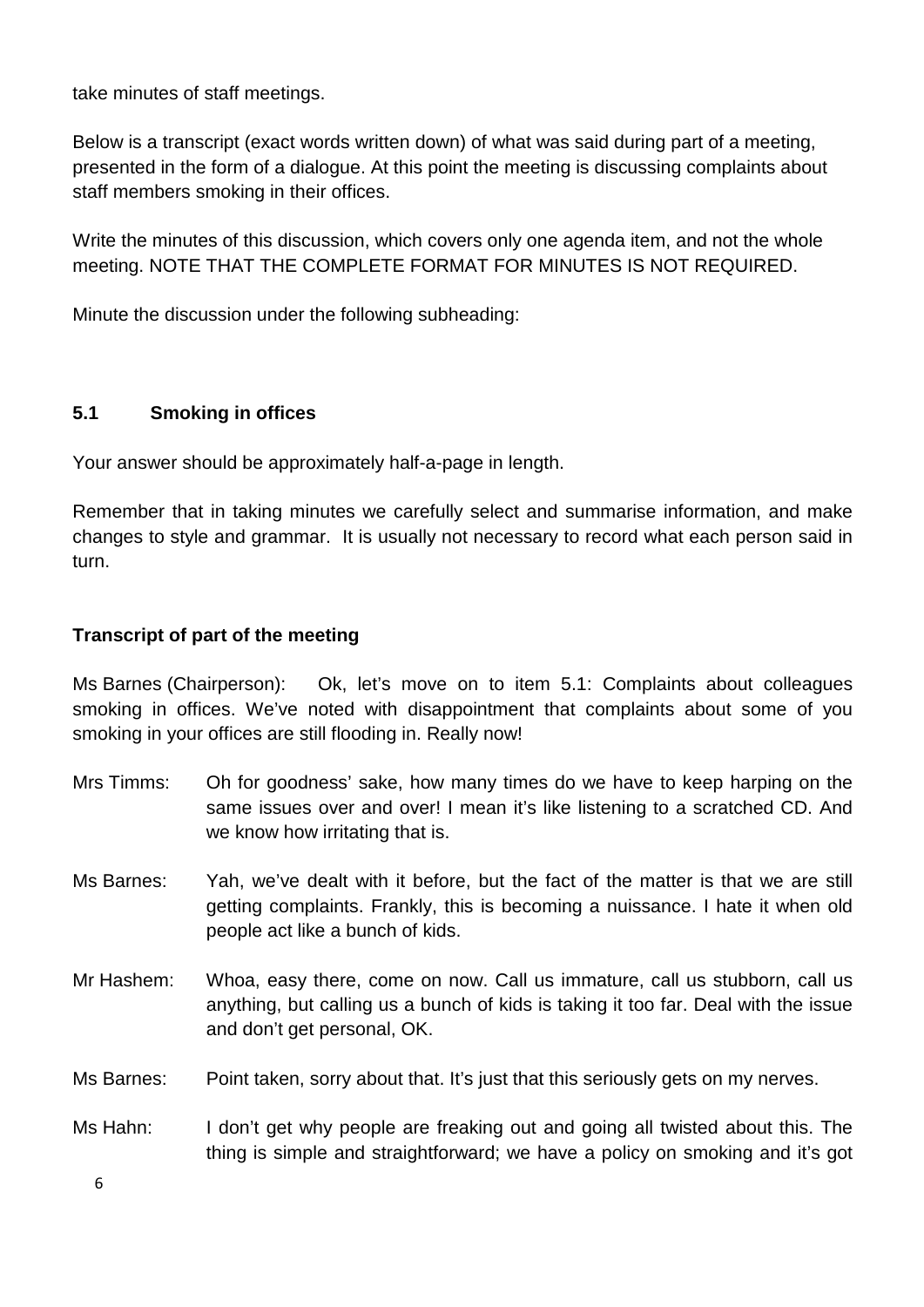take minutes of staff meetings.

Below is a transcript (exact words written down) of what was said during part of a meeting, presented in the form of a dialogue. At this point the meeting is discussing complaints about staff members smoking in their offices.

Write the minutes of this discussion, which covers only one agenda item, and not the whole meeting. NOTE THAT THE COMPLETE FORMAT FOR MINUTES IS NOT REQUIRED.

Minute the discussion under the following subheading:

**5.1 Smoking in offices**

Your answer should be approximately half-a-page in length.

Remember that in taking minutes we carefully select and summarise information, and make changes to style and grammar. It is usually not necessary to record what each person said in turn.

**Transcript of part of the meeting**

Ms Barnes (Chairperson): Ok, let's move on to item 5.1: Complaints about colleagues smoking in offices. We've noted with disappointment that complaints about some of you smoking in your offices are still flooding in. Really now!

Mrs Timms: Oh for goodness' sake, how many times do we have to keep harping on the same issues over and over! I mean it's like listening to a scratched CD. And we know how irritating that is.

Ms Barnes: Yah, we've dealt with it before, but the fact of the matter is that we are still getting complaints. Frankly, this is becoming a nuissance. I hate it when old people act like a bunch of kids.

Mr Hashem: Whoa, easy there, come on now. Call us immature, call us stubborn, call us anything, but calling us a bunch of kids is taking it too far. Deal with the issue and don't get personal, OK.

Ms Barnes: Point taken, sorry about that. It's just that this seriously gets on my nerves.

Ms Hahn: I don't get why people are freaking out and going all twisted about this. The thing is simple and straightforward; we have a policy on smoking and it's got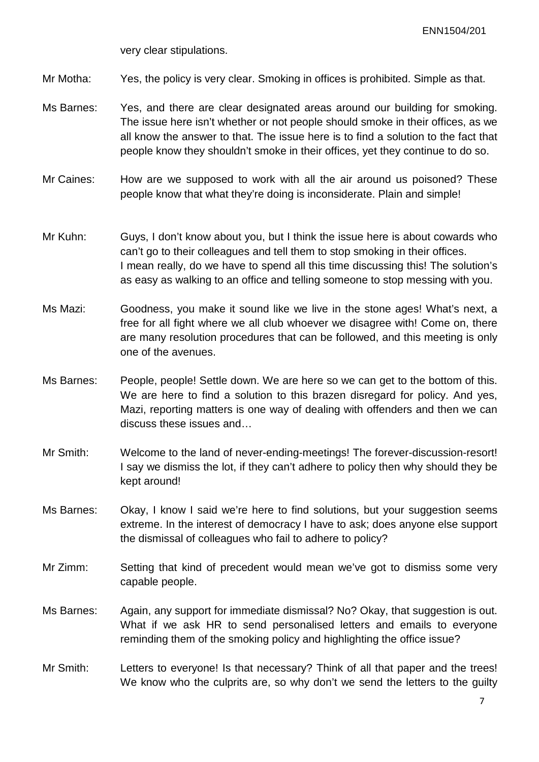very clear stipulations.

Mr Motha: Yes, the policy is very clear. Smoking in offices is prohibited. Simple as that.

Ms Barnes: Yes, and there are clear designated areas around our building for smoking. The issue here isn't whether or not people should smoke in their offices, as we all know the answer to that. The issue here is to find a solution to the fact that people know they shouldn't smoke in their offices, yet they continue to do so.

Mr Caines: How are we supposed to work with all the air around us poisoned? These people know that what they're doing is inconsiderate. Plain and simple!

Mr Kuhn: Guys, I don't know about you, but I think the issue here is about cowards who can't go to their colleagues and tell them to stop smoking in their offices. I mean really, do we have to spend all this time discussing this! The solution's as easy as walking to an office and telling someone to stop messing with you.

Ms Mazi: Goodness, you make it sound like we live in the stone ages! What's next, a free for all fight where we all club whoever we disagree with! Come on, there are many resolution procedures that can be followed, and this meeting is only one of the avenues.

Ms Barnes: People, people! Settle down. We are here so we can get to the bottom of this. We are here to find a solution to this brazen disregard for policy. And yes, Mazi, reporting matters is one way of dealing with offenders and then we can discuss these issues and…

Mr Smith: Welcome to the land of never-ending-meetings! The forever-discussion-resort! I say we dismiss the lot, if they can't adhere to policy then why should they be kept around!

Ms Barnes: Okay, I know I said we're here to find solutions, but your suggestion seems extreme. In the interest of democracy I have to ask; does anyone else support the dismissal of colleagues who fail to adhere to policy?

Mr Zimm: Setting that kind of precedent would mean we've got to dismiss some very capable people.

Ms Barnes: Again, any support for immediate dismissal? No? Okay, that suggestion is out. What if we ask HR to send personalised letters and emails to everyone reminding them of the smoking policy and highlighting the office issue?

Mr Smith: Letters to everyone! Is that necessary? Think of all that paper and the trees! We know who the culprits are, so why don't we send the letters to the guilty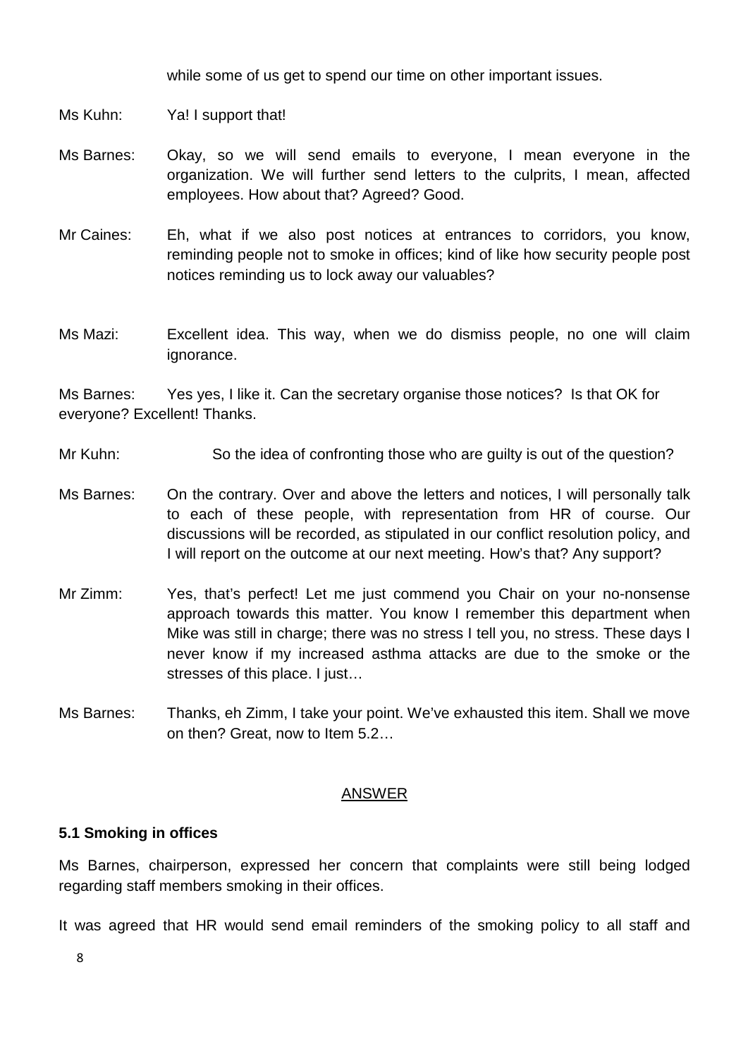while some of us get to spend our time on other important issues.

Ms Kuhn: Ya! I support that!

Ms Barnes: Okay, so we will send emails to everyone, I mean everyone in the organization. We will further send letters to the culprits, I mean, affected employees. How about that? Agreed? Good.

Mr Caines: Eh, what if we also post notices at entrances to corridors, you know, reminding people not to smoke in offices; kind of like how security people post notices reminding us to lock away our valuables?

Ms Mazi: Excellent idea. This way, when we do dismiss people, no one will claim ignorance.

Ms Barnes: Yes yes, I like it. Can the secretary organise those notices? Is that OK for everyone? Excellent! Thanks.

Mr Kuhn: So the idea of confronting those who are guilty is out of the question?

Ms Barnes: On the contrary. Over and above the letters and notices, I will personally talk to each of these people, with representation from HR of course. Our discussions will be recorded, as stipulated in our conflict resolution policy, and I will report on the outcome at our next meeting. How's that? Any support?

Mr Zimm: Yes, that's perfect! Let me just commend you Chair on your no-nonsense approach towards this matter. You know I remember this department when Mike was still in charge; there was no stress I tell you, no stress. These days I never know if my increased asthma attacks are due to the smoke or the stresses of this place. I just…

Ms Barnes: Thanks, eh Zimm, I take your point. We've exhausted this item. Shall we move on then? Great, now to Item 5.2…

<u>ANSWER</u>

**5.1 Smoking in offices**

Ms Barnes, chairperson, expressed her concern that complaints were still being lodged regarding staff members smoking in their offices.

It was agreed that HR would send email reminders of the smoking policy to all staff and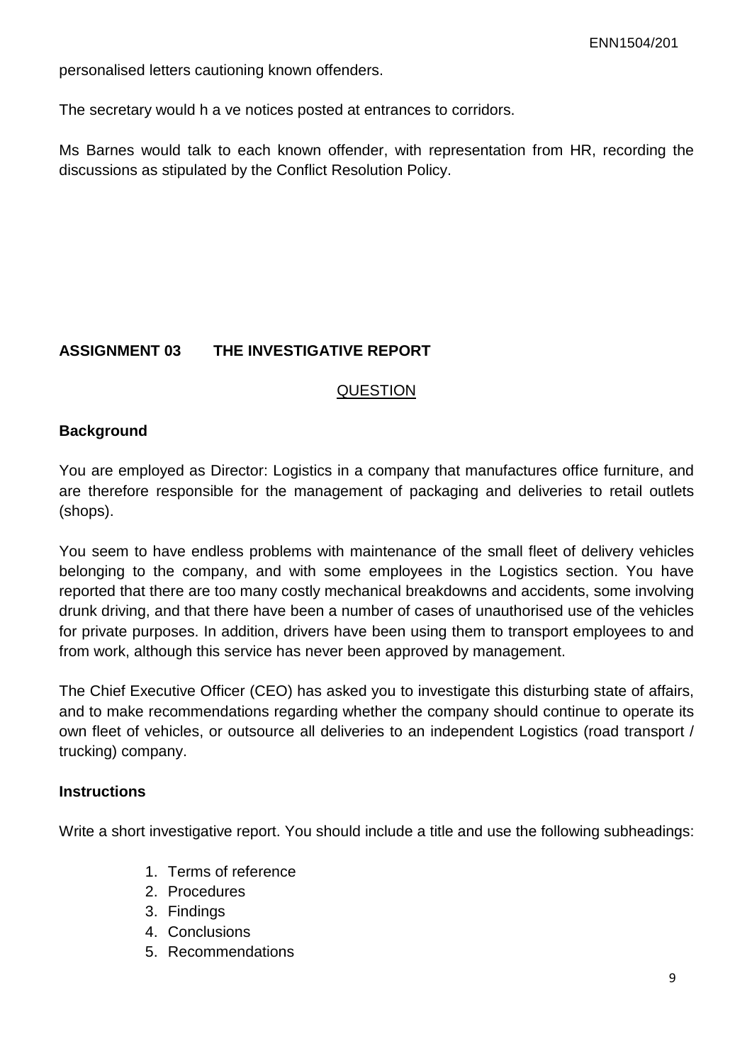personalised letters cautioning known offenders.

The secretary would h a ve notices posted at entrances to corridors.

Ms Barnes would talk to each known offender, with representation from HR, recording the discussions as stipulated by the Conflict Resolution Policy.

## ASSIGNMENT 03 THE INVESTIGATIVE REPORT

<u>QUESTION</u>

### Background

You are employed as Director: Logistics in a company that manufactures office furniture, and are therefore responsible for the management of packaging and deliveries to retail outlets (shops).

You seem to have endless problems with maintenance of the small fleet of delivery vehicles belonging to the company, and with some employees in the Logistics section. You have reported that there are too many costly mechanical breakdowns and accidents, some involving drunk driving, and that there have been a number of cases of unauthorised use of the vehicles for private purposes. In addition, drivers have been using them to transport employees to and from work, although this service has never been approved by management.

The Chief Executive Officer (CEO) has asked you to investigate this disturbing state of affairs, and to make recommendations regarding whether the company should continue to operate its own fleet of vehicles, or outsource all deliveries to an independent Logistics (road transport / trucking) company.

### Instructions

Write a short investigative report. You should include a title and use the following subheadings:

1. Terms of reference
2. Procedures
3. Findings
4. Conclusions
5. Recommendations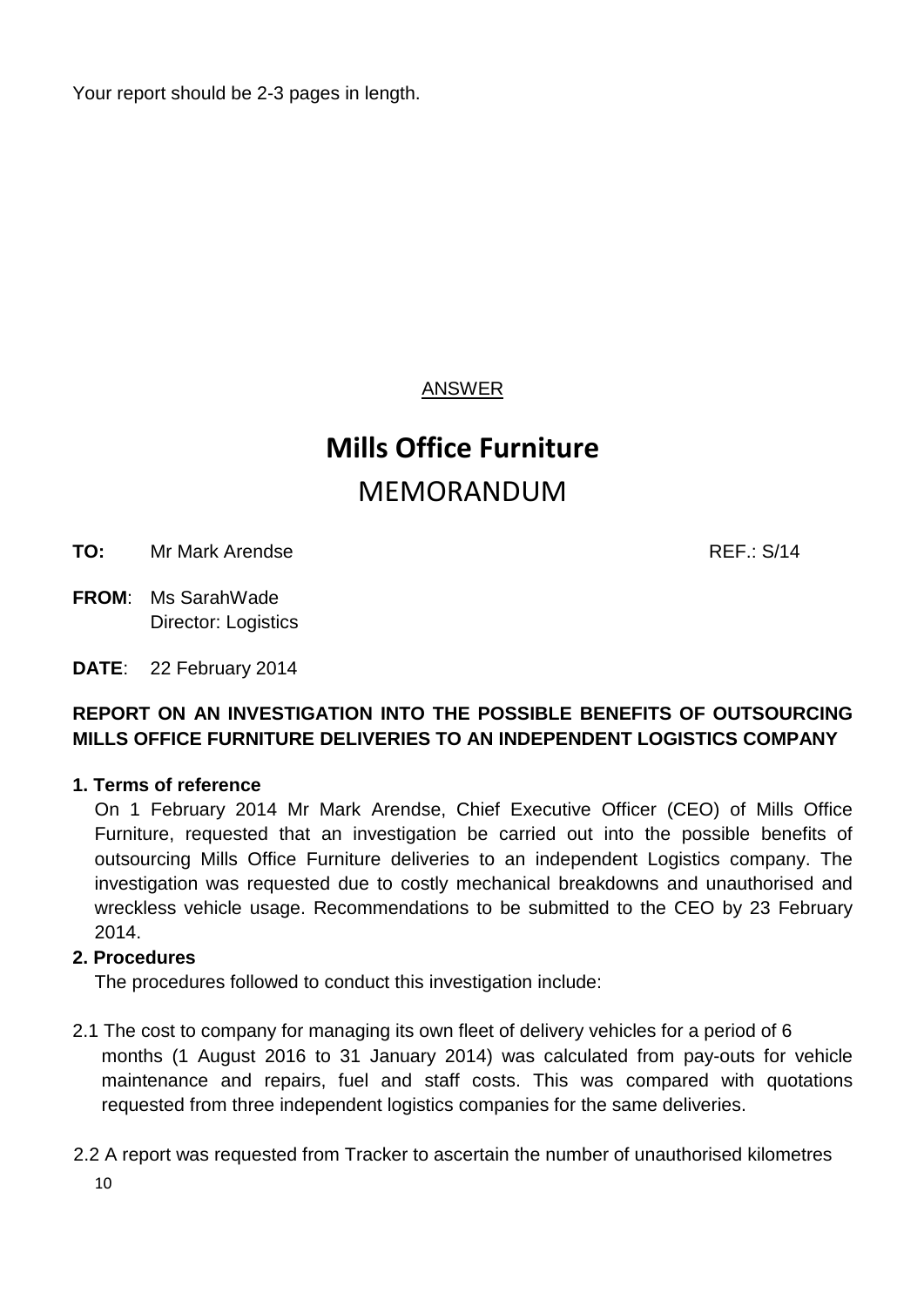Your report should be 2-3 pages in length.

ANSWER

# Mills Office Furniture

## MEMORANDUM

**TO:** Mr Mark Arendse REF.: S/14

**FROM**: Ms SarahWade
Director: Logistics

**DATE**: 22 February 2014

**REPORT ON AN INVESTIGATION INTO THE POSSIBLE BENEFITS OF OUTSOURCING MILLS OFFICE FURNITURE DELIVERIES TO AN INDEPENDENT LOGISTICS COMPANY**

**1. Terms of reference**

On 1 February 2014 Mr Mark Arendse, Chief Executive Officer (CEO) of Mills Office Furniture, requested that an investigation be carried out into the possible benefits of outsourcing Mills Office Furniture deliveries to an independent Logistics company. The investigation was requested due to costly mechanical breakdowns and unauthorised and wreckless vehicle usage. Recommendations to be submitted to the CEO by 23 February 2014.

**2. Procedures**

The procedures followed to conduct this investigation include:

2.1 The cost to company for managing its own fleet of delivery vehicles for a period of 6 months (1 August 2016 to 31 January 2014) was calculated from pay-outs for vehicle maintenance and repairs, fuel and staff costs. This was compared with quotations requested from three independent logistics companies for the same deliveries.

2.2 A report was requested from Tracker to ascertain the number of unauthorised kilometres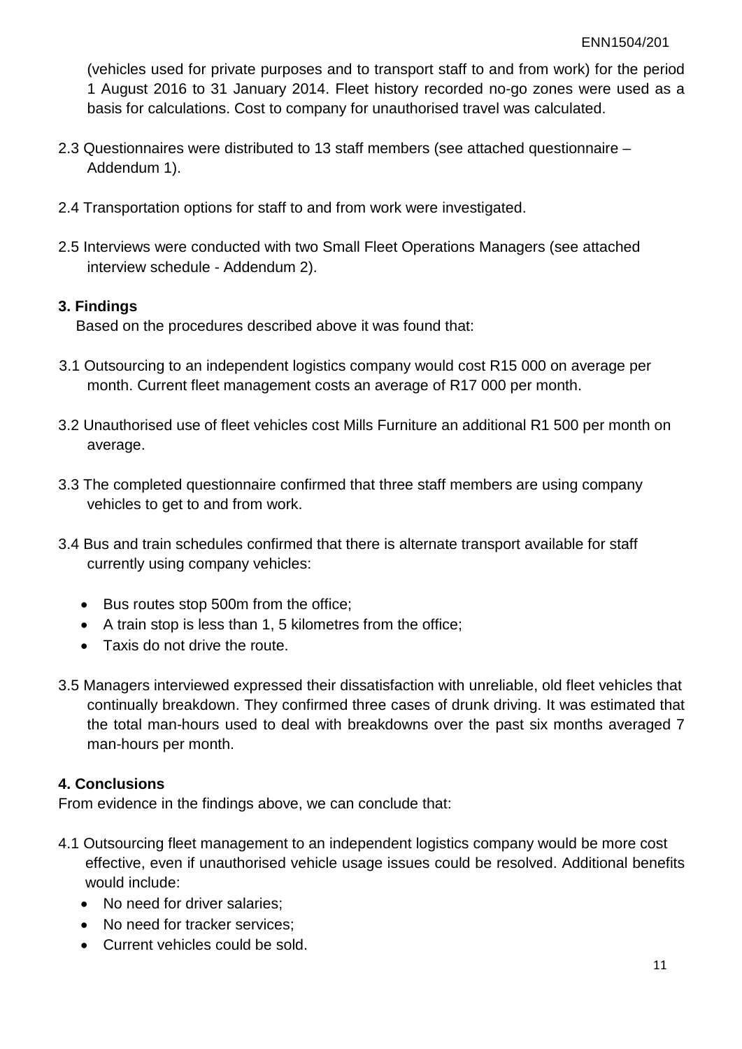(vehicles used for private purposes and to transport staff to and from work) for the period 1 August 2016 to 31 January 2014. Fleet history recorded no-go zones were used as a basis for calculations. Cost to company for unauthorised travel was calculated.

2.3 Questionnaires were distributed to 13 staff members (see attached questionnaire – Addendum 1).

2.4 Transportation options for staff to and from work were investigated.

2.5 Interviews were conducted with two Small Fleet Operations Managers (see attached interview schedule - Addendum 2).

**3. Findings**

Based on the procedures described above it was found that:

3.1 Outsourcing to an independent logistics company would cost R15 000 on average per month. Current fleet management costs an average of R17 000 per month.

3.2 Unauthorised use of fleet vehicles cost Mills Furniture an additional R1 500 per month on average.

3.3 The completed questionnaire confirmed that three staff members are using company vehicles to get to and from work.

3.4 Bus and train schedules confirmed that there is alternate transport available for staff currently using company vehicles:

- Bus routes stop 500m from the office;
- A train stop is less than 1, 5 kilometres from the office;
- Taxis do not drive the route.

3.5 Managers interviewed expressed their dissatisfaction with unreliable, old fleet vehicles that continually breakdown. They confirmed three cases of drunk driving. It was estimated that the total man-hours used to deal with breakdowns over the past six months averaged 7 man-hours per month.

**4. Conclusions**

From evidence in the findings above, we can conclude that:

4.1 Outsourcing fleet management to an independent logistics company would be more cost effective, even if unauthorised vehicle usage issues could be resolved. Additional benefits would include:

- No need for driver salaries;
- No need for tracker services;
- Current vehicles could be sold.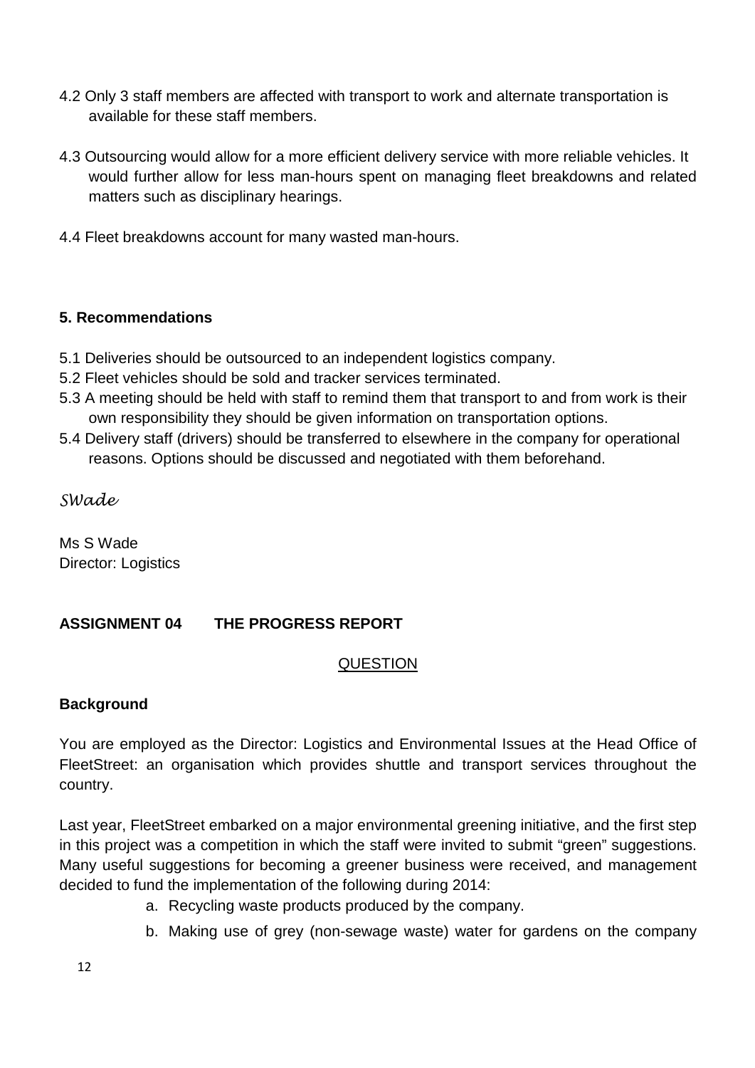4.2 Only 3 staff members are affected with transport to work and alternate transportation is available for these staff members.

4.3 Outsourcing would allow for a more efficient delivery service with more reliable vehicles. It would further allow for less man-hours spent on managing fleet breakdowns and related matters such as disciplinary hearings.

4.4 Fleet breakdowns account for many wasted man-hours.

**5. Recommendations**

5.1 Deliveries should be outsourced to an independent logistics company.
5.2 Fleet vehicles should be sold and tracker services terminated.
5.3 A meeting should be held with staff to remind them that transport to and from work is their own responsibility they should be given information on transportation options.
5.4 Delivery staff (drivers) should be transferred to elsewhere in the company for operational reasons. Options should be discussed and negotiated with them beforehand.

*SWade*

Ms S Wade
Director: Logistics

## ASSIGNMENT 04 THE PROGRESS REPORT

QUESTION

**Background**

You are employed as the Director: Logistics and Environmental Issues at the Head Office of FleetStreet: an organisation which provides shuttle and transport services throughout the country.

Last year, FleetStreet embarked on a major environmental greening initiative, and the first step in this project was a competition in which the staff were invited to submit "green" suggestions. Many useful suggestions for becoming a greener business were received, and management decided to fund the implementation of the following during 2014:

a. Recycling waste products produced by the company.
b. Making use of grey (non-sewage waste) water for gardens on the company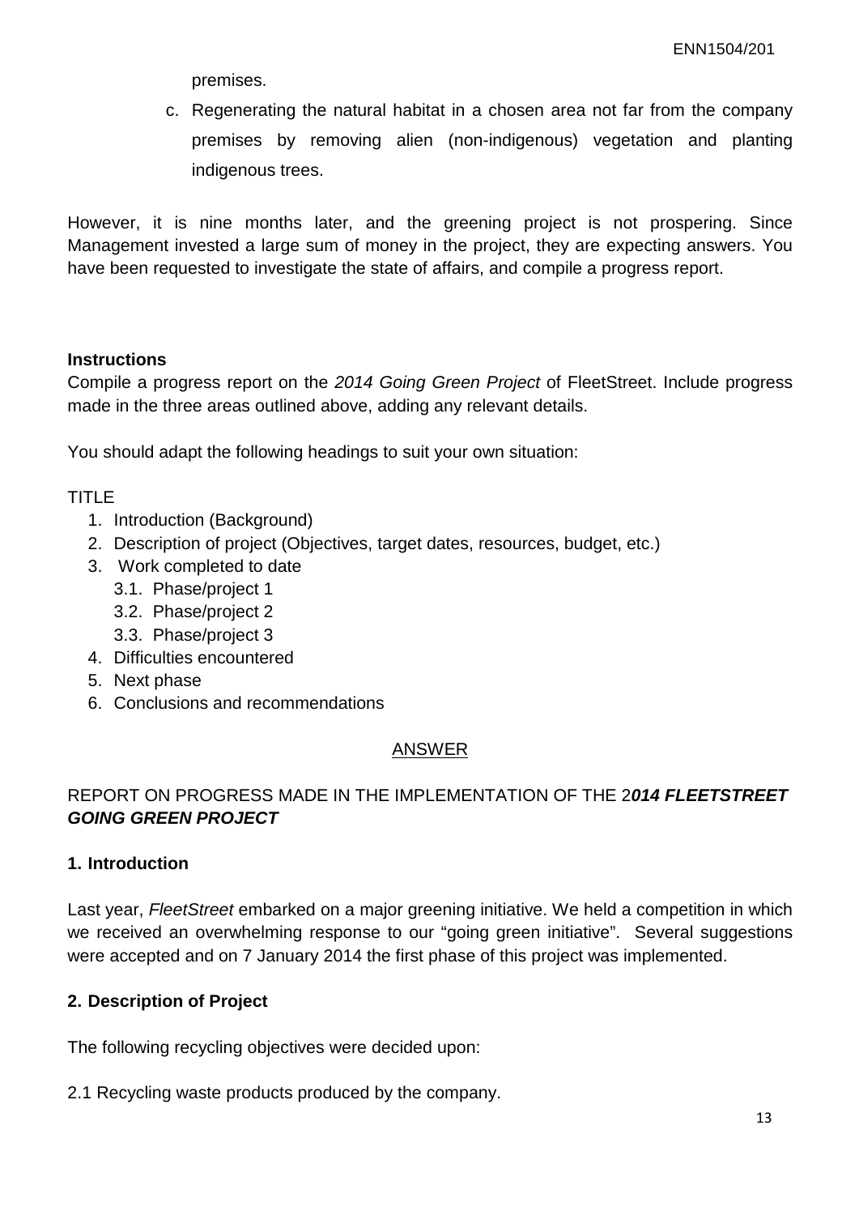premises.

c. Regenerating the natural habitat in a chosen area not far from the company premises by removing alien (non-indigenous) vegetation and planting indigenous trees.

However, it is nine months later, and the greening project is not prospering. Since Management invested a large sum of money in the project, they are expecting answers. You have been requested to investigate the state of affairs, and compile a progress report.

**Instructions**

Compile a progress report on the *2014 Going Green Project* of FleetStreet. Include progress made in the three areas outlined above, adding any relevant details.

You should adapt the following headings to suit your own situation:

TITLE

1. Introduction (Background)
2. Description of project (Objectives, target dates, resources, budget, etc.)
3. Work completed to date
   3.1. Phase/project 1
   3.2. Phase/project 2
   3.3. Phase/project 3
4. Difficulties encountered
5. Next phase
6. Conclusions and recommendations

<u>ANSWER</u>

REPORT ON PROGRESS MADE IN THE IMPLEMENTATION OF THE 2***014 FLEETSTREET GOING GREEN PROJECT***

**1. Introduction**

Last year, *FleetStreet* embarked on a major greening initiative. We held a competition in which we received an overwhelming response to our "going green initiative". Several suggestions were accepted and on 7 January 2014 the first phase of this project was implemented.

**2. Description of Project**

The following recycling objectives were decided upon:

2.1 Recycling waste products produced by the company.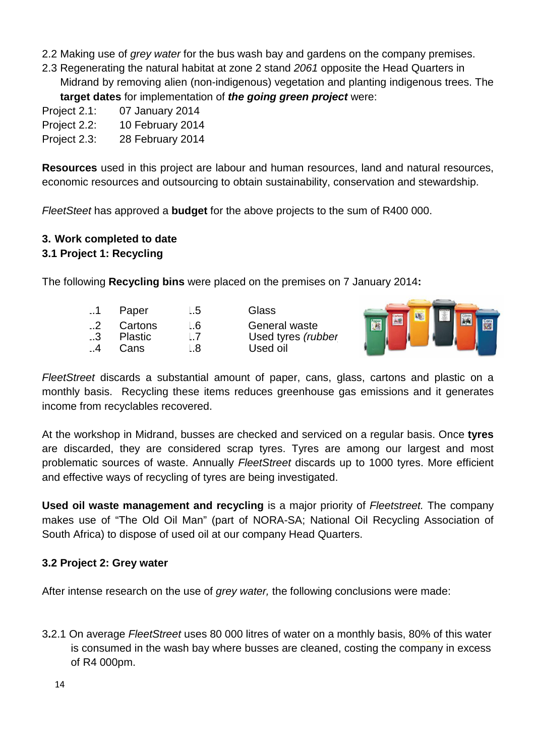2.2 Making use of *grey water* for the bus wash bay and gardens on the company premises.

2.3 Regenerating the natural habitat at zone 2 stand *2061* opposite the Head Quarters in Midrand by removing alien (non-indigenous) vegetation and planting indigenous trees. The **target dates** for implementation of ***the going green project*** were:

Project 2.1: 07 January 2014
Project 2.2: 10 February 2014
Project 2.3: 28 February 2014

**Resources** used in this project are labour and human resources, land and natural resources, economic resources and outsourcing to obtain sustainability, conservation and stewardship.

*FleetSteet* has approved a **budget** for the above projects to the sum of R400 000.

### 3. Work completed to date

### 3.1 Project 1: Recycling

The following **Recycling bins** were placed on the premises on 7 January 2014**:**

| | | | |
|---|---|---|---|
| ..1 | Paper | ..5 | Glass |
| ..2 | Cartons | ..6 | General waste |
| ..3 | Plastic | ..7 | Used tyres *(rubber* |
| ..4 | Cans | ..8 | Used oil |

*FleetStreet* discards a substantial amount of paper, cans, glass, cartons and plastic on a monthly basis. Recycling these items reduces greenhouse gas emissions and it generates income from recyclables recovered.

At the workshop in Midrand, busses are checked and serviced on a regular basis. Once **tyres** are discarded, they are considered scrap tyres. Tyres are among our largest and most problematic sources of waste. Annually *FleetStreet* discards up to 1000 tyres. More efficient and effective ways of recycling of tyres are being investigated.

**Used oil waste management and recycling** is a major priority of *Fleetstreet.* The company makes use of "The Old Oil Man" (part of NORA-SA; National Oil Recycling Association of South Africa) to dispose of used oil at our company Head Quarters.

### 3.2 Project 2: Grey water

After intense research on the use of *grey water,* the following conclusions were made:

3.2.1 On average *FleetStreet* uses 80 000 litres of water on a monthly basis, 80% of this water is consumed in the wash bay where busses are cleaned, costing the company in excess of R4 000pm.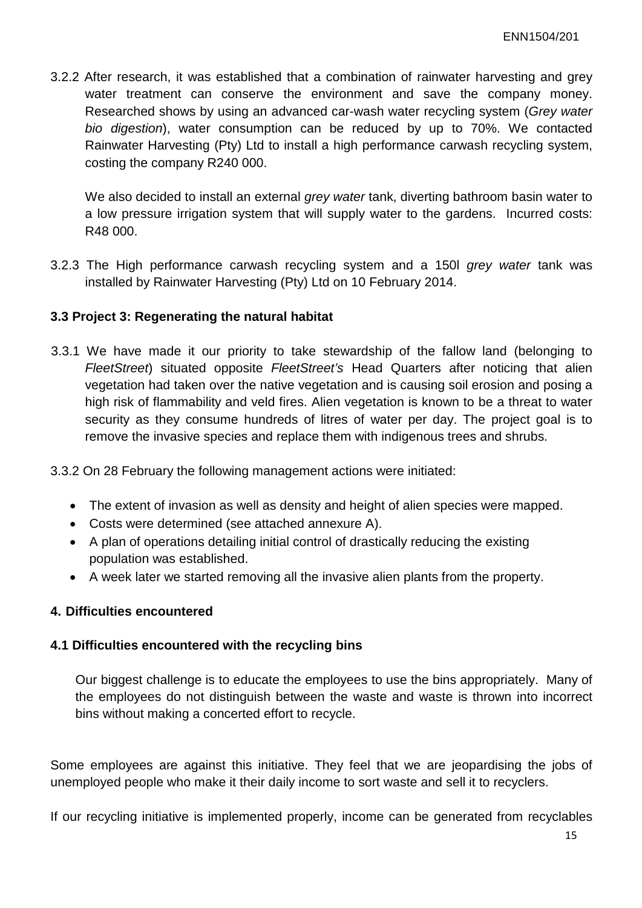3.2.2 After research, it was established that a combination of rainwater harvesting and grey water treatment can conserve the environment and save the company money. Researched shows by using an advanced car-wash water recycling system (*Grey water bio digestion*), water consumption can be reduced by up to 70%. We contacted Rainwater Harvesting (Pty) Ltd to install a high performance carwash recycling system, costing the company R240 000.

We also decided to install an external *grey water* tank, diverting bathroom basin water to a low pressure irrigation system that will supply water to the gardens. Incurred costs: R48 000.

3.2.3 The High performance carwash recycling system and a 150l *grey water* tank was installed by Rainwater Harvesting (Pty) Ltd on 10 February 2014.

### 3.3 Project 3: Regenerating the natural habitat

3.3.1 We have made it our priority to take stewardship of the fallow land (belonging to *FleetStreet*) situated opposite *FleetStreet's* Head Quarters after noticing that alien vegetation had taken over the native vegetation and is causing soil erosion and posing a high risk of flammability and veld fires. Alien vegetation is known to be a threat to water security as they consume hundreds of litres of water per day. The project goal is to remove the invasive species and replace them with indigenous trees and shrubs.

3.3.2 On 28 February the following management actions were initiated:

- The extent of invasion as well as density and height of alien species were mapped.
- Costs were determined (see attached annexure A).
- A plan of operations detailing initial control of drastically reducing the existing population was established.
- A week later we started removing all the invasive alien plants from the property.

## 4. Difficulties encountered

### 4.1 Difficulties encountered with the recycling bins

Our biggest challenge is to educate the employees to use the bins appropriately. Many of the employees do not distinguish between the waste and waste is thrown into incorrect bins without making a concerted effort to recycle.

Some employees are against this initiative. They feel that we are jeopardising the jobs of unemployed people who make it their daily income to sort waste and sell it to recyclers.

If our recycling initiative is implemented properly, income can be generated from recyclables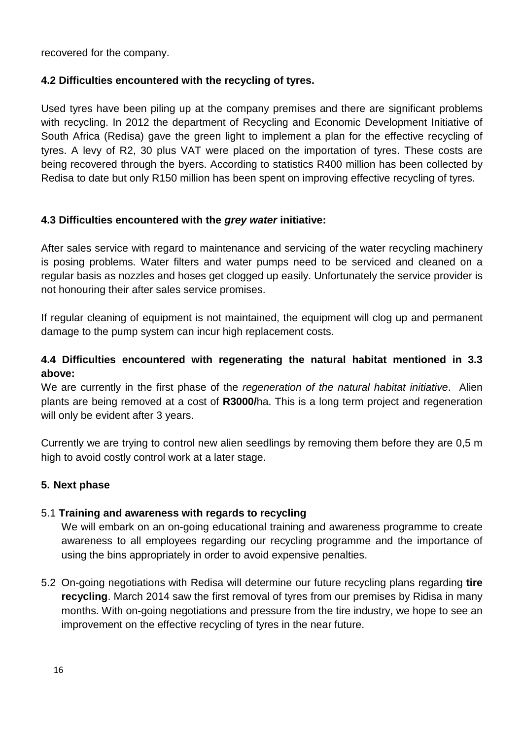recovered for the company.

### 4.2 Difficulties encountered with the recycling of tyres.

Used tyres have been piling up at the company premises and there are significant problems with recycling. In 2012 the department of Recycling and Economic Development Initiative of South Africa (Redisa) gave the green light to implement a plan for the effective recycling of tyres. A levy of R2, 30 plus VAT were placed on the importation of tyres. These costs are being recovered through the byers. According to statistics R400 million has been collected by Redisa to date but only R150 million has been spent on improving effective recycling of tyres.

### 4.3 Difficulties encountered with the *grey water* initiative:

After sales service with regard to maintenance and servicing of the water recycling machinery is posing problems. Water filters and water pumps need to be serviced and cleaned on a regular basis as nozzles and hoses get clogged up easily. Unfortunately the service provider is not honouring their after sales service promises.

If regular cleaning of equipment is not maintained, the equipment will clog up and permanent damage to the pump system can incur high replacement costs.

### 4.4 Difficulties encountered with regenerating the natural habitat mentioned in 3.3 above:

We are currently in the first phase of the *regeneration of the natural habitat initiative*. Alien plants are being removed at a cost of **R3000/**ha. This is a long term project and regeneration will only be evident after 3 years.

Currently we are trying to control new alien seedlings by removing them before they are 0,5 m high to avoid costly control work at a later stage.

## 5. Next phase

5.1 **Training and awareness with regards to recycling**
We will embark on an on-going educational training and awareness programme to create awareness to all employees regarding our recycling programme and the importance of using the bins appropriately in order to avoid expensive penalties.

5.2 On-going negotiations with Redisa will determine our future recycling plans regarding **tire recycling**. March 2014 saw the first removal of tyres from our premises by Ridisa in many months. With on-going negotiations and pressure from the tire industry, we hope to see an improvement on the effective recycling of tyres in the near future.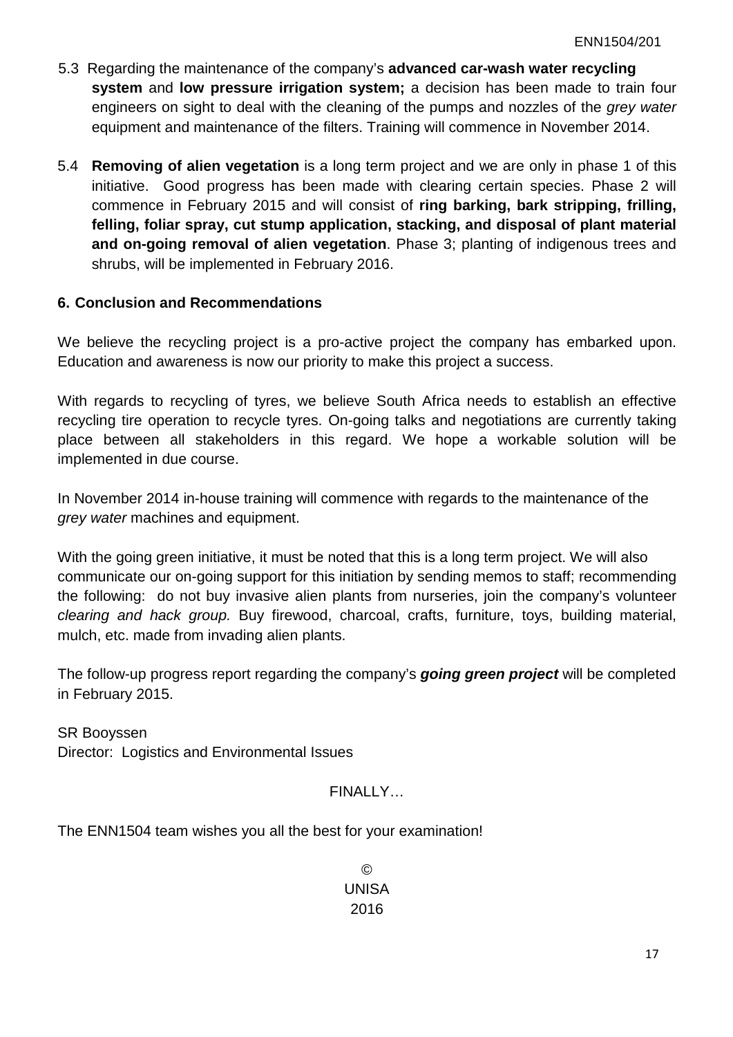5.3 Regarding the maintenance of the company's **advanced car-wash water recycling system** and **low pressure irrigation system;** a decision has been made to train four engineers on sight to deal with the cleaning of the pumps and nozzles of the *grey water* equipment and maintenance of the filters. Training will commence in November 2014.

5.4 **Removing of alien vegetation** is a long term project and we are only in phase 1 of this initiative. Good progress has been made with clearing certain species. Phase 2 will commence in February 2015 and will consist of **ring barking, bark stripping, frilling, felling, foliar spray, cut stump application, stacking, and disposal of plant material and on-going removal of alien vegetation**. Phase 3; planting of indigenous trees and shrubs, will be implemented in February 2016.

## 6. Conclusion and Recommendations

We believe the recycling project is a pro-active project the company has embarked upon. Education and awareness is now our priority to make this project a success.

With regards to recycling of tyres, we believe South Africa needs to establish an effective recycling tire operation to recycle tyres. On-going talks and negotiations are currently taking place between all stakeholders in this regard. We hope a workable solution will be implemented in due course.

In November 2014 in-house training will commence with regards to the maintenance of the *grey water* machines and equipment.

With the going green initiative, it must be noted that this is a long term project. We will also communicate our on-going support for this initiation by sending memos to staff; recommending the following: do not buy invasive alien plants from nurseries, join the company's volunteer *clearing and hack group.* Buy firewood, charcoal, crafts, furniture, toys, building material, mulch, etc. made from invading alien plants.

The follow-up progress report regarding the company's ***going green project*** will be completed in February 2015.

SR Booyssen
Director: Logistics and Environmental Issues

FINALLY…

The ENN1504 team wishes you all the best for your examination!

©
UNISA
2016